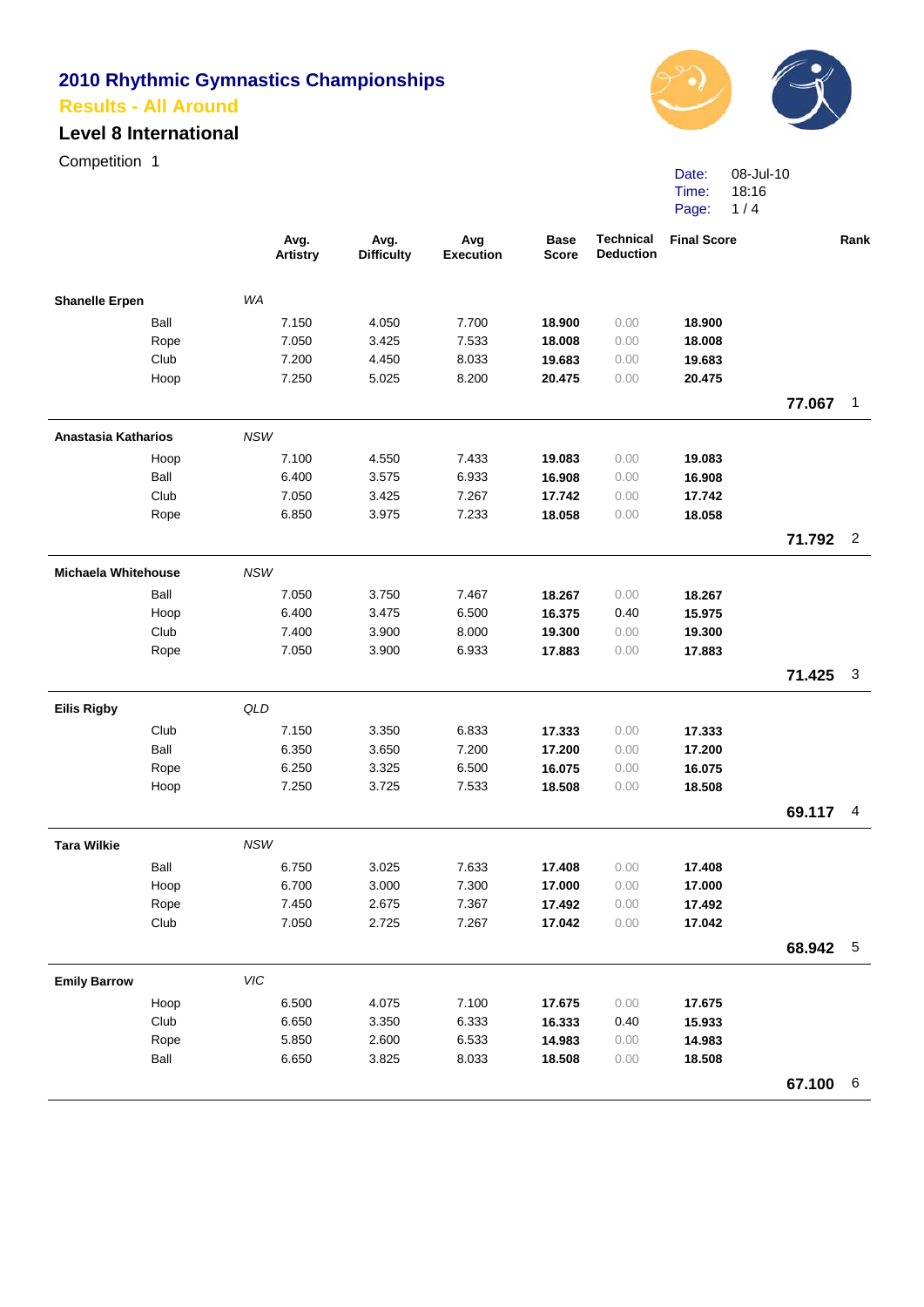# 2010 Rhythmic Gymnastics Championships

## Results - All Around

### Level 8 International

Competition 1

Date: 08-Jul-10
Time: 18:16

| | | Avg. Artistry | Avg. Difficulty | Avg Execution | Base Score | Technical Deduction | Final Score | | Rank |
|---|---|---|---|---|---|---|---|---|---|
| **Shanelle Erpen** | *WA* | | | | | | | | |
| Ball | | 7.150 | 4.050 | 7.700 | **18.900** | 0.00 | **18.900** | | |
| Rope | | 7.050 | 3.425 | 7.533 | **18.008** | 0.00 | **18.008** | | |
| Club | | 7.200 | 4.450 | 8.033 | **19.683** | 0.00 | **19.683** | | |
| Hoop | | 7.250 | 5.025 | 8.200 | **20.475** | 0.00 | **20.475** | | |
| | | | | | | | | **77.067** | 1 |
| **Anastasia Katharios** | *NSW* | | | | | | | | |
| Hoop | | 7.100 | 4.550 | 7.433 | **19.083** | 0.00 | **19.083** | | |
| Ball | | 6.400 | 3.575 | 6.933 | **16.908** | 0.00 | **16.908** | | |
| Club | | 7.050 | 3.425 | 7.267 | **17.742** | 0.00 | **17.742** | | |
| Rope | | 6.850 | 3.975 | 7.233 | **18.058** | 0.00 | **18.058** | | |
| | | | | | | | | **71.792** | 2 |
| **Michaela Whitehouse** | *NSW* | | | | | | | | |
| Ball | | 7.050 | 3.750 | 7.467 | **18.267** | 0.00 | **18.267** | | |
| Hoop | | 6.400 | 3.475 | 6.500 | **16.375** | 0.40 | **15.975** | | |
| Club | | 7.400 | 3.900 | 8.000 | **19.300** | 0.00 | **19.300** | | |
| Rope | | 7.050 | 3.900 | 6.933 | **17.883** | 0.00 | **17.883** | | |
| | | | | | | | | **71.425** | 3 |
| **Eilis Rigby** | *QLD* | | | | | | | | |
| Club | | 7.150 | 3.350 | 6.833 | **17.333** | 0.00 | **17.333** | | |
| Ball | | 6.350 | 3.650 | 7.200 | **17.200** | 0.00 | **17.200** | | |
| Rope | | 6.250 | 3.325 | 6.500 | **16.075** | 0.00 | **16.075** | | |
| Hoop | | 7.250 | 3.725 | 7.533 | **18.508** | 0.00 | **18.508** | | |
| | | | | | | | | **69.117** | 4 |
| **Tara Wilkie** | *NSW* | | | | | | | | |
| Ball | | 6.750 | 3.025 | 7.633 | **17.408** | 0.00 | **17.408** | | |
| Hoop | | 6.700 | 3.000 | 7.300 | **17.000** | 0.00 | **17.000** | | |
| Rope | | 7.450 | 2.675 | 7.367 | **17.492** | 0.00 | **17.492** | | |
| Club | | 7.050 | 2.725 | 7.267 | **17.042** | 0.00 | **17.042** | | |
| | | | | | | | | **68.942** | 5 |
| **Emily Barrow** | *VIC* | | | | | | | | |
| Hoop | | 6.500 | 4.075 | 7.100 | **17.675** | 0.00 | **17.675** | | |
| Club | | 6.650 | 3.350 | 6.333 | **16.333** | 0.40 | **15.933** | | |
| Rope | | 5.850 | 2.600 | 6.533 | **14.983** | 0.00 | **14.983** | | |
| Ball | | 6.650 | 3.825 | 8.033 | **18.508** | 0.00 | **18.508** | | |
| | | | | | | | | **67.100** | 6 |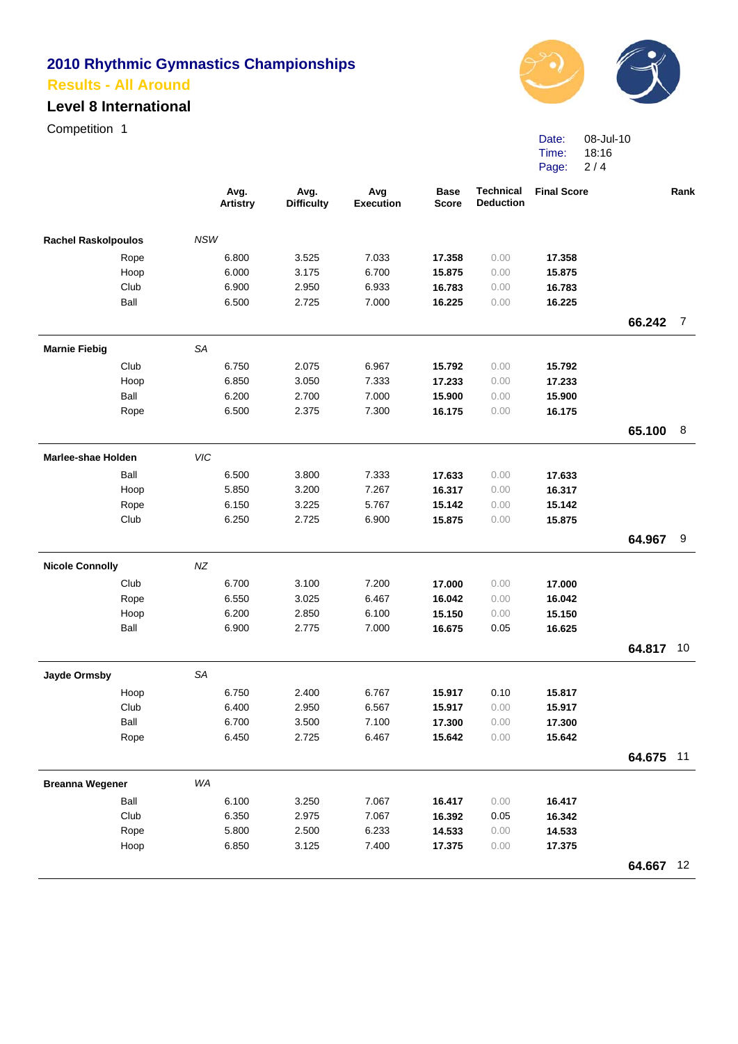# 2010 Rhythmic Gymnastics Championships

## Results - All Around

### Level 8 International

Competition 1

Date: 08-Jul-10
Time: 18:16

| | | Avg. Artistry | Avg. Difficulty | Avg Execution | Base Score | Technical Deduction | Final Score | | Rank |
|---|---|---|---|---|---|---|---|---|---|
| **Rachel Raskolpoulos** | *NSW* | | | | | | | | |
| | Rope | 6.800 | 3.525 | 7.033 | **17.358** | 0.00 | **17.358** | | |
| | Hoop | 6.000 | 3.175 | 6.700 | **15.875** | 0.00 | **15.875** | | |
| | Club | 6.900 | 2.950 | 6.933 | **16.783** | 0.00 | **16.783** | | |
| | Ball | 6.500 | 2.725 | 7.000 | **16.225** | 0.00 | **16.225** | | |
| | | | | | | | | **66.242** | 7 |
| **Marnie Fiebig** | *SA* | | | | | | | | |
| | Club | 6.750 | 2.075 | 6.967 | **15.792** | 0.00 | **15.792** | | |
| | Hoop | 6.850 | 3.050 | 7.333 | **17.233** | 0.00 | **17.233** | | |
| | Ball | 6.200 | 2.700 | 7.000 | **15.900** | 0.00 | **15.900** | | |
| | Rope | 6.500 | 2.375 | 7.300 | **16.175** | 0.00 | **16.175** | | |
| | | | | | | | | **65.100** | 8 |
| **Marlee-shae Holden** | *VIC* | | | | | | | | |
| | Ball | 6.500 | 3.800 | 7.333 | **17.633** | 0.00 | **17.633** | | |
| | Hoop | 5.850 | 3.200 | 7.267 | **16.317** | 0.00 | **16.317** | | |
| | Rope | 6.150 | 3.225 | 5.767 | **15.142** | 0.00 | **15.142** | | |
| | Club | 6.250 | 2.725 | 6.900 | **15.875** | 0.00 | **15.875** | | |
| | | | | | | | | **64.967** | 9 |
| **Nicole Connolly** | *NZ* | | | | | | | | |
| | Club | 6.700 | 3.100 | 7.200 | **17.000** | 0.00 | **17.000** | | |
| | Rope | 6.550 | 3.025 | 6.467 | **16.042** | 0.00 | **16.042** | | |
| | Hoop | 6.200 | 2.850 | 6.100 | **15.150** | 0.00 | **15.150** | | |
| | Ball | 6.900 | 2.775 | 7.000 | **16.675** | 0.05 | **16.625** | | |
| | | | | | | | | **64.817** | 10 |
| **Jayde Ormsby** | *SA* | | | | | | | | |
| | Hoop | 6.750 | 2.400 | 6.767 | **15.917** | 0.10 | **15.817** | | |
| | Club | 6.400 | 2.950 | 6.567 | **15.917** | 0.00 | **15.917** | | |
| | Ball | 6.700 | 3.500 | 7.100 | **17.300** | 0.00 | **17.300** | | |
| | Rope | 6.450 | 2.725 | 6.467 | **15.642** | 0.00 | **15.642** | | |
| | | | | | | | | **64.675** | 11 |
| **Breanna Wegener** | *WA* | | | | | | | | |
| | Ball | 6.100 | 3.250 | 7.067 | **16.417** | 0.00 | **16.417** | | |
| | Club | 6.350 | 2.975 | 7.067 | **16.392** | 0.05 | **16.342** | | |
| | Rope | 5.800 | 2.500 | 6.233 | **14.533** | 0.00 | **14.533** | | |
| | Hoop | 6.850 | 3.125 | 7.400 | **17.375** | 0.00 | **17.375** | | |
| | | | | | | | | **64.667** | 12 |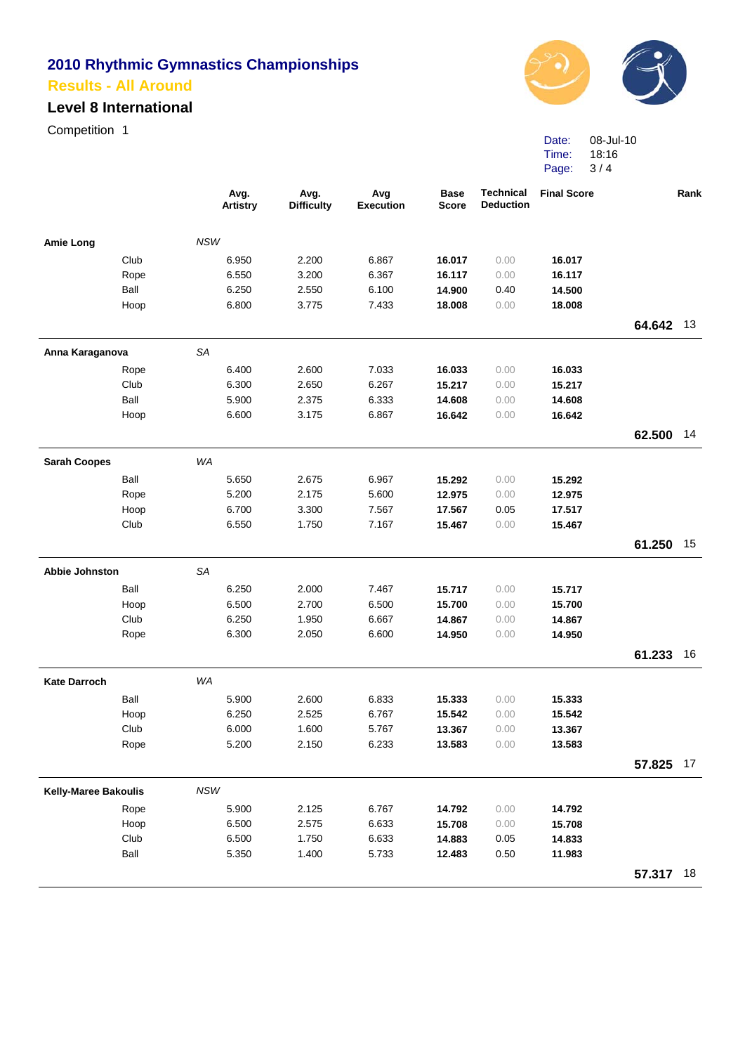# 2010 Rhythmic Gymnastics Championships

## Results - All Around

### Level 8 International

Competition 1

Date: 08-Jul-10
Time: 18:16

| | | Avg. Artistry | Avg. Difficulty | Avg Execution | Base Score | Technical Deduction | Final Score | | Rank |
|---|---|---|---|---|---|---|---|---|---|
| **Amie Long** | *NSW* | | | | | | | | |
| | Club | 6.950 | 2.200 | 6.867 | **16.017** | 0.00 | **16.017** | | |
| | Rope | 6.550 | 3.200 | 6.367 | **16.117** | 0.00 | **16.117** | | |
| | Ball | 6.250 | 2.550 | 6.100 | **14.900** | 0.40 | **14.500** | | |
| | Hoop | 6.800 | 3.775 | 7.433 | **18.008** | 0.00 | **18.008** | | |
| | | | | | | | | **64.642** | 13 |
| **Anna Karaganova** | *SA* | | | | | | | | |
| | Rope | 6.400 | 2.600 | 7.033 | **16.033** | 0.00 | **16.033** | | |
| | Club | 6.300 | 2.650 | 6.267 | **15.217** | 0.00 | **15.217** | | |
| | Ball | 5.900 | 2.375 | 6.333 | **14.608** | 0.00 | **14.608** | | |
| | Hoop | 6.600 | 3.175 | 6.867 | **16.642** | 0.00 | **16.642** | | |
| | | | | | | | | **62.500** | 14 |
| **Sarah Coopes** | *WA* | | | | | | | | |
| | Ball | 5.650 | 2.675 | 6.967 | **15.292** | 0.00 | **15.292** | | |
| | Rope | 5.200 | 2.175 | 5.600 | **12.975** | 0.00 | **12.975** | | |
| | Hoop | 6.700 | 3.300 | 7.567 | **17.567** | 0.05 | **17.517** | | |
| | Club | 6.550 | 1.750 | 7.167 | **15.467** | 0.00 | **15.467** | | |
| | | | | | | | | **61.250** | 15 |
| **Abbie Johnston** | *SA* | | | | | | | | |
| | Ball | 6.250 | 2.000 | 7.467 | **15.717** | 0.00 | **15.717** | | |
| | Hoop | 6.500 | 2.700 | 6.500 | **15.700** | 0.00 | **15.700** | | |
| | Club | 6.250 | 1.950 | 6.667 | **14.867** | 0.00 | **14.867** | | |
| | Rope | 6.300 | 2.050 | 6.600 | **14.950** | 0.00 | **14.950** | | |
| | | | | | | | | **61.233** | 16 |
| **Kate Darroch** | *WA* | | | | | | | | |
| | Ball | 5.900 | 2.600 | 6.833 | **15.333** | 0.00 | **15.333** | | |
| | Hoop | 6.250 | 2.525 | 6.767 | **15.542** | 0.00 | **15.542** | | |
| | Club | 6.000 | 1.600 | 5.767 | **13.367** | 0.00 | **13.367** | | |
| | Rope | 5.200 | 2.150 | 6.233 | **13.583** | 0.00 | **13.583** | | |
| | | | | | | | | **57.825** | 17 |
| **Kelly-Maree Bakoulis** | *NSW* | | | | | | | | |
| | Rope | 5.900 | 2.125 | 6.767 | **14.792** | 0.00 | **14.792** | | |
| | Hoop | 6.500 | 2.575 | 6.633 | **15.708** | 0.00 | **15.708** | | |
| | Club | 6.500 | 1.750 | 6.633 | **14.883** | 0.05 | **14.833** | | |
| | Ball | 5.350 | 1.400 | 5.733 | **12.483** | 0.50 | **11.983** | | |
| | | | | | | | | **57.317** | 18 |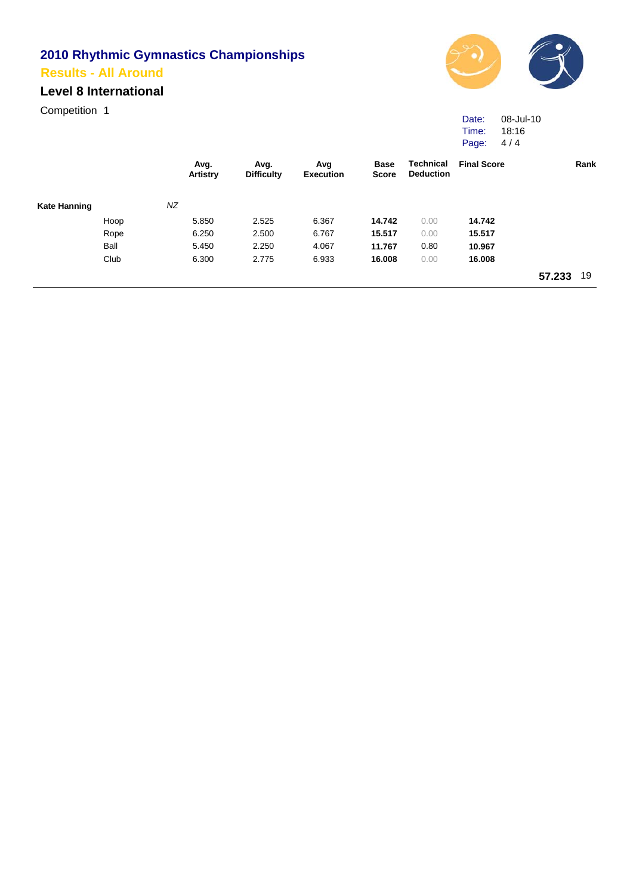# 2010 Rhythmic Gymnastics Championships

## Results - All Around

### Level 8 International

Competition 1

Date: 08-Jul-10
Time: 18:16

| | | | Avg. Artistry | Avg. Difficulty | Avg Execution | Base Score | Technical Deduction | Final Score | | Rank |
|---|---|---|---|---|---|---|---|---|---|---|
| **Kate Hanning** | | *NZ* | | | | | | | | |
| | Hoop | | 5.850 | 2.525 | 6.367 | **14.742** | 0.00 | **14.742** | | |
| | Rope | | 6.250 | 2.500 | 6.767 | **15.517** | 0.00 | **15.517** | | |
| | Ball | | 5.450 | 2.250 | 4.067 | **11.767** | 0.80 | **10.967** | | |
| | Club | | 6.300 | 2.775 | 6.933 | **16.008** | 0.00 | **16.008** | | |
| | | | | | | | | | **57.233** | 19 |